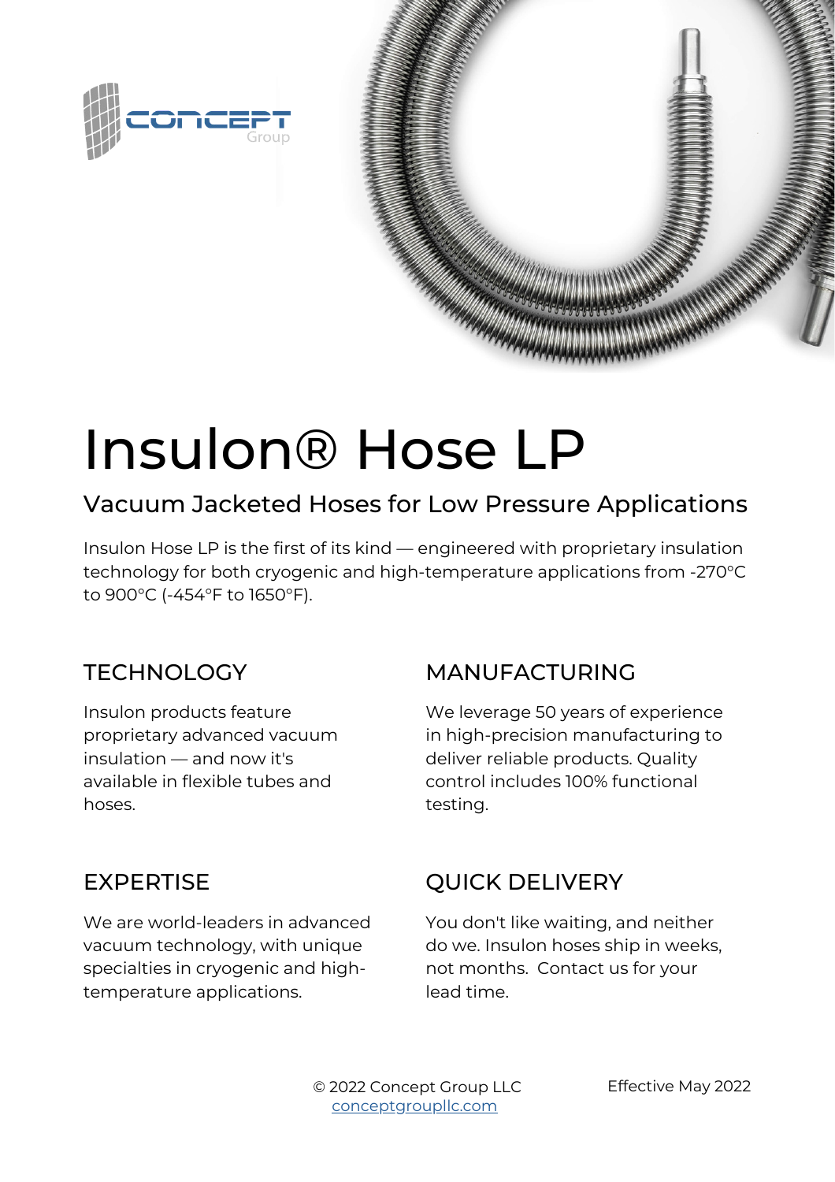# Insulon® Hose LP

## Vacuum Jacketed Hoses for Low Pressure Applications

Insulon Hose LP is the first of its kind — engineered with proprietary insulation technology for both cryogenic and high-temperature applications from -270°C to 900°C (-454°F to 1650°F).

### TECHNOLOGY

Insulon products feature proprietary advanced vacuum insulation — and now it's available in flexible tubes and hoses.

### MANUFACTURING

We leverage 50 years of experience in high-precision manufacturing to deliver reliable products. Quality control includes 100% functional testing.

### EXPERTISE

We are world-leaders in advanced vacuum technology, with unique specialties in cryogenic and high-temperature applications.

### QUICK DELIVERY

You don't like waiting, and neither do we. Insulon hoses ship in weeks, not months. Contact us for your lead time.

© 2022 Concept Group LLC
conceptgroupllc.com

Effective May 2022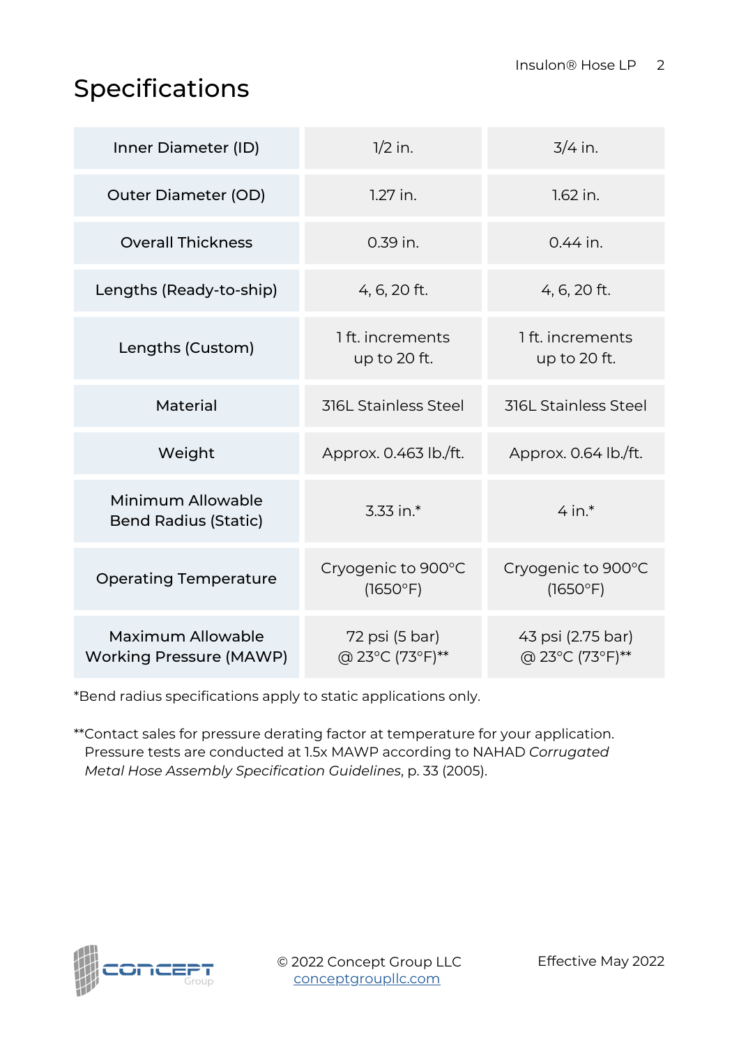# Specifications

| Inner Diameter (ID) | 1/2 in. | 3/4 in. |
|---|---|---|
| Outer Diameter (OD) | 1.27 in. | 1.62 in. |
| Overall Thickness | 0.39 in. | 0.44 in. |
| Lengths (Ready-to-ship) | 4, 6, 20 ft. | 4, 6, 20 ft. |
| Lengths (Custom) | 1 ft. increments up to 20 ft. | 1 ft. increments up to 20 ft. |
| Material | 316L Stainless Steel | 316L Stainless Steel |
| Weight | Approx. 0.463 lb./ft. | Approx. 0.64 lb./ft. |
| Minimum Allowable Bend Radius (Static) | 3.33 in.* | 4 in.* |
| Operating Temperature | Cryogenic to 900°C (1650°F) | Cryogenic to 900°C (1650°F) |
| Maximum Allowable Working Pressure (MAWP) | 72 psi (5 bar) @ 23°C (73°F)** | 43 psi (2.75 bar) @ 23°C (73°F)** |

*Bend radius specifications apply to static applications only.

**Contact sales for pressure derating factor at temperature for your application. Pressure tests are conducted at 1.5x MAWP according to NAHAD *Corrugated Metal Hose Assembly Specification Guidelines*, p. 33 (2005).

© 2022 Concept Group LLC
conceptgroupllc.com

Effective May 2022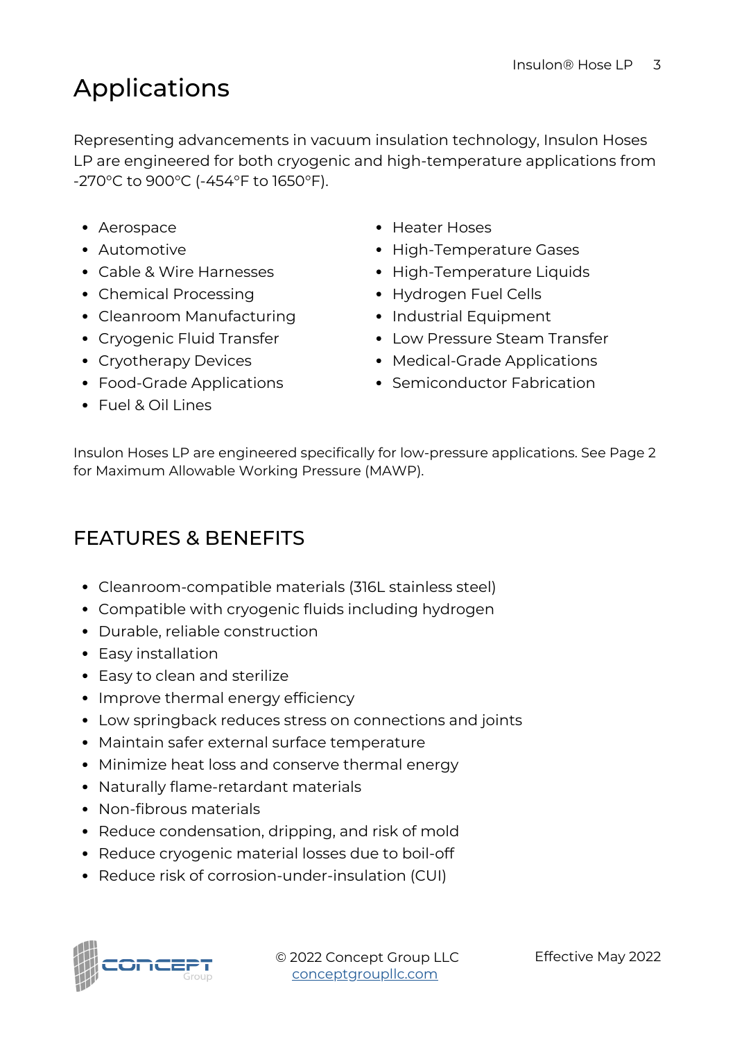# Applications

Representing advancements in vacuum insulation technology, Insulon Hoses LP are engineered for both cryogenic and high-temperature applications from -270°C to 900°C (-454°F to 1650°F).

- Aerospace
- Automotive
- Cable & Wire Harnesses
- Chemical Processing
- Cleanroom Manufacturing
- Cryogenic Fluid Transfer
- Cryotherapy Devices
- Food-Grade Applications
- Fuel & Oil Lines
- Heater Hoses
- High-Temperature Gases
- High-Temperature Liquids
- Hydrogen Fuel Cells
- Industrial Equipment
- Low Pressure Steam Transfer
- Medical-Grade Applications
- Semiconductor Fabrication

Insulon Hoses LP are engineered specifically for low-pressure applications. See Page 2 for Maximum Allowable Working Pressure (MAWP).

## FEATURES & BENEFITS

- Cleanroom-compatible materials (316L stainless steel)
- Compatible with cryogenic fluids including hydrogen
- Durable, reliable construction
- Easy installation
- Easy to clean and sterilize
- Improve thermal energy efficiency
- Low springback reduces stress on connections and joints
- Maintain safer external surface temperature
- Minimize heat loss and conserve thermal energy
- Naturally flame-retardant materials
- Non-fibrous materials
- Reduce condensation, dripping, and risk of mold
- Reduce cryogenic material losses due to boil-off
- Reduce risk of corrosion-under-insulation (CUI)

© 2022 Concept Group LLC
conceptgroupllc.com

Effective May 2022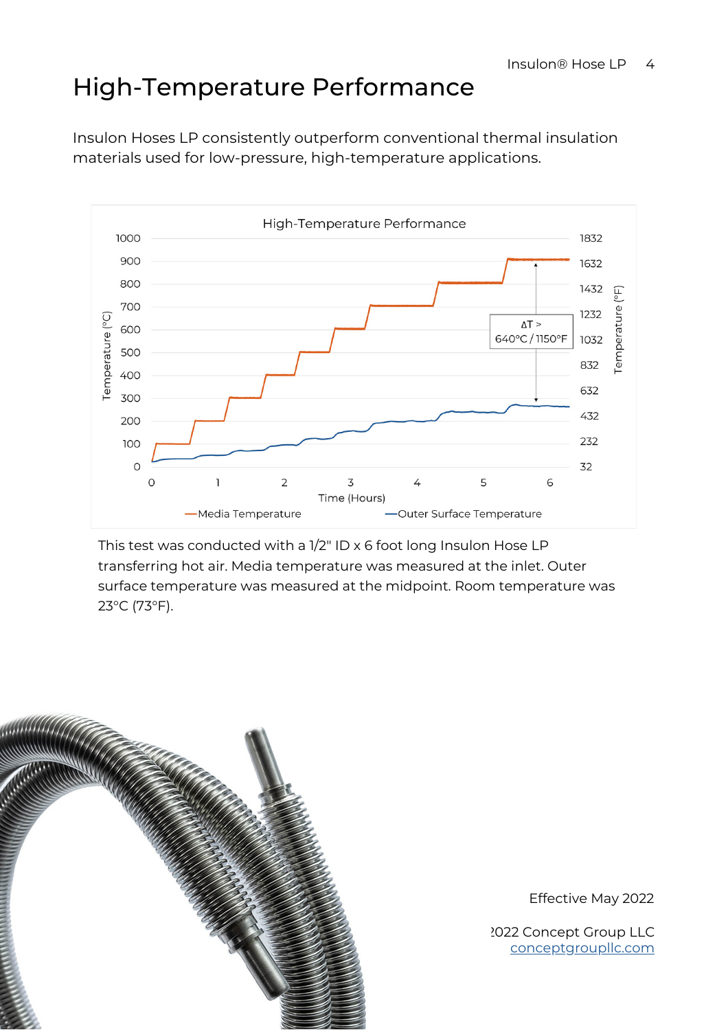# High-Temperature Performance

Insulon Hoses LP consistently outperform conventional thermal insulation materials used for low-pressure, high-temperature applications.

High-Temperature Performance

ΔT > 640°C / 1150°F

This test was conducted with a 1/2" ID x 6 foot long Insulon Hose LP transferring hot air. Media temperature was measured at the inlet. Outer surface temperature was measured at the midpoint. Room temperature was 23°C (73°F).

Effective May 2022

2022 Concept Group LLC
conceptgroupllc.com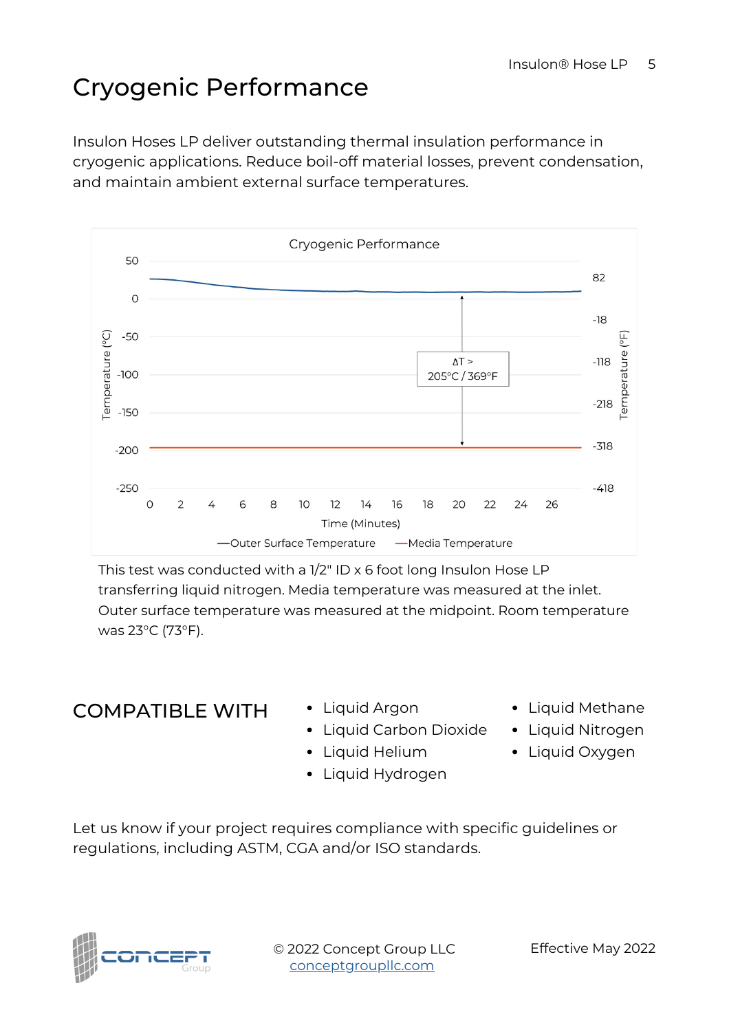# Cryogenic Performance

Insulon Hoses LP deliver outstanding thermal insulation performance in cryogenic applications. Reduce boil-off material losses, prevent condensation, and maintain ambient external surface temperatures.

This test was conducted with a 1/2" ID x 6 foot long Insulon Hose LP transferring liquid nitrogen. Media temperature was measured at the inlet. Outer surface temperature was measured at the midpoint. Room temperature was 23°C (73°F).

## COMPATIBLE WITH

- Liquid Argon
- Liquid Carbon Dioxide
- Liquid Helium
- Liquid Hydrogen
- Liquid Methane
- Liquid Nitrogen
- Liquid Oxygen

Let us know if your project requires compliance with specific guidelines or regulations, including ASTM, CGA and/or ISO standards.

© 2022 Concept Group LLC
conceptgroupllc.com

Effective May 2022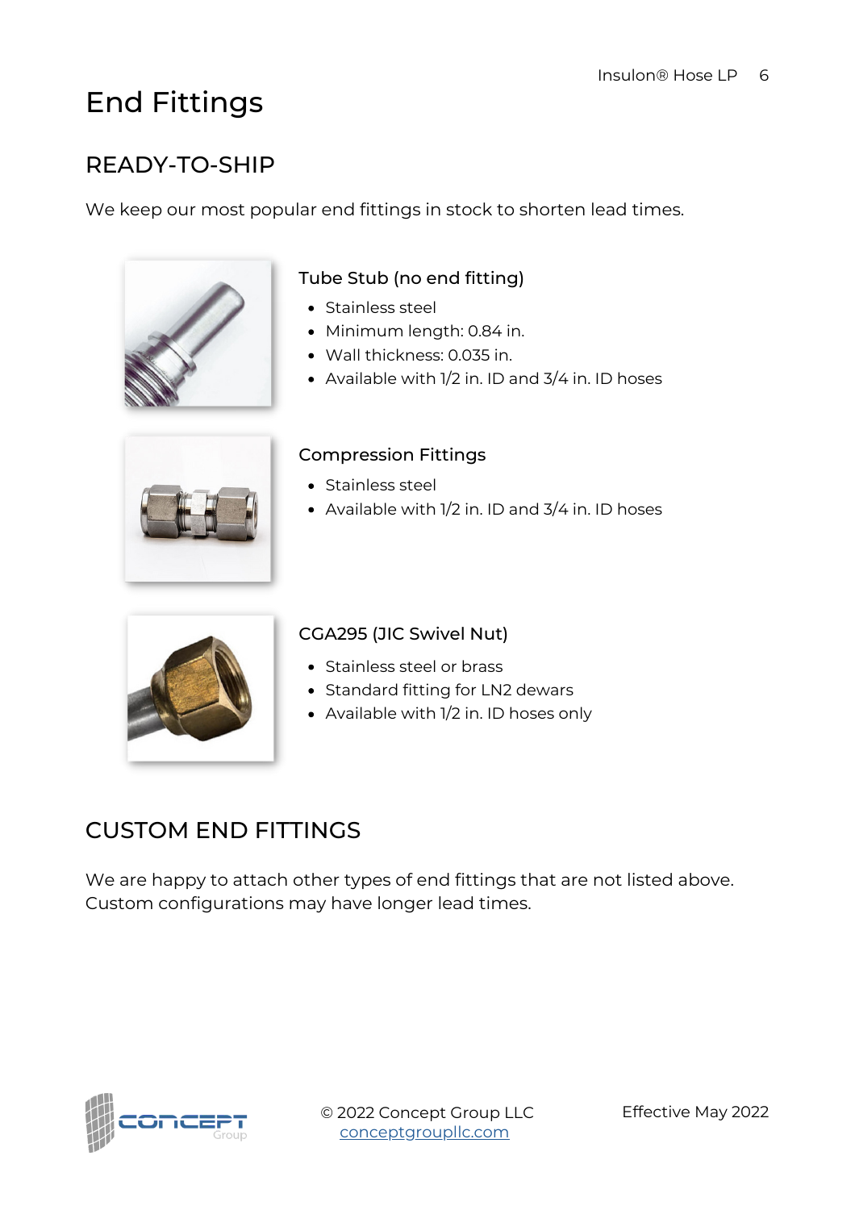# End Fittings

## READY-TO-SHIP

We keep our most popular end fittings in stock to shorten lead times.

### Tube Stub (no end fitting)

- Stainless steel
- Minimum length: 0.84 in.
- Wall thickness: 0.035 in.
- Available with 1/2 in. ID and 3/4 in. ID hoses

### Compression Fittings

- Stainless steel
- Available with 1/2 in. ID and 3/4 in. ID hoses

### CGA295 (JIC Swivel Nut)

- Stainless steel or brass
- Standard fitting for LN2 dewars
- Available with 1/2 in. ID hoses only

## CUSTOM END FITTINGS

We are happy to attach other types of end fittings that are not listed above. Custom configurations may have longer lead times.

© 2022 Concept Group LLC
conceptgroupllc.com

Effective May 2022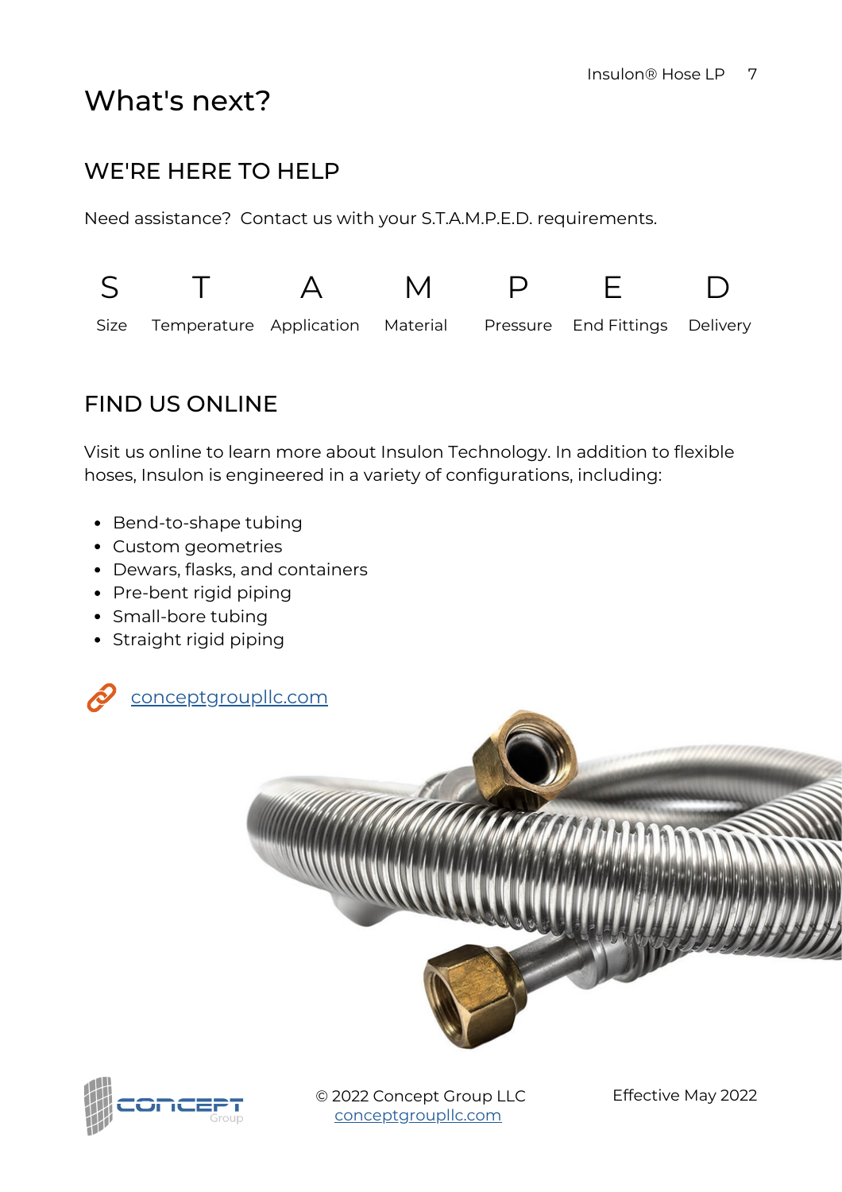# What's next?

## WE'RE HERE TO HELP

Need assistance? Contact us with your S.T.A.M.P.E.D. requirements.

| S | T | A | M | P | E | D |
|---|---|---|---|---|---|---|
| Size | Temperature | Application | Material | Pressure | End Fittings | Delivery |

## FIND US ONLINE

Visit us online to learn more about Insulon Technology. In addition to flexible hoses, Insulon is engineered in a variety of configurations, including:

- Bend-to-shape tubing
- Custom geometries
- Dewars, flasks, and containers
- Pre-bent rigid piping
- Small-bore tubing
- Straight rigid piping

conceptgroupllc.com

© 2022 Concept Group LLC
conceptgroupllc.com

Effective May 2022